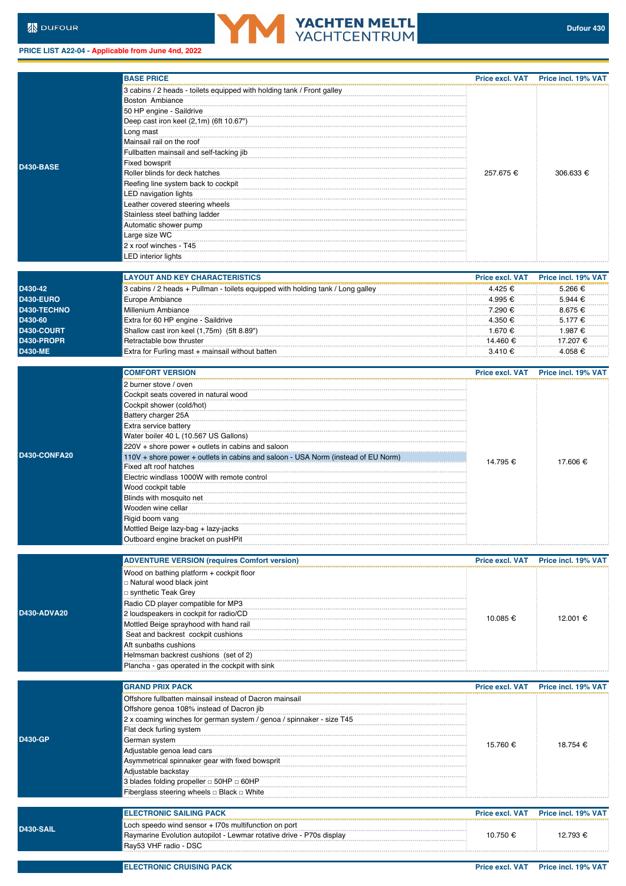DUFOUR — YACHTEN MELTL YACHTCENTRUM — Dufour 430

**PRICE LIST A22-04 - Applicable from June 4nd, 2022**

| | BASE PRICE | Price excl. VAT | Price incl. 19% VAT |
|---|---|---|---|
| D430-BASE | 3 cabins / 2 heads - toilets equipped with holding tank / Front galley<br>Boston Ambiance<br>50 HP engine - Saildrive<br>Deep cast iron keel (2,1m) (6ft 10.67")<br>Long mast<br>Mainsail rail on the roof<br>Fullbatten mainsail and self-tacking jib<br>Fixed bowsprit<br>Roller blinds for deck hatches<br>Reefing line system back to cockpit<br>LED navigation lights<br>Leather covered steering wheels<br>Stainless steel bathing ladder<br>Automatic shower pump<br>Large size WC<br>2 x roof winches - T45<br>LED interior lights | 257.675 € | 306.633 € |

| | LAYOUT AND KEY CHARACTERISTICS | Price excl. VAT | Price incl. 19% VAT |
|---|---|---|---|
| D430-42 | 3 cabins / 2 heads + Pullman - toilets equipped with holding tank / Long galley | 4.425 € | 5.266 € |
| D430-EURO | Europe Ambiance | 4.995 € | 5.944 € |
| D430-TECHNO | Millenium Ambiance | 7.290 € | 8.675 € |
| D430-60 | Extra for 60 HP engine - Saildrive | 4.350 € | 5.177 € |
| D430-COURT | Shallow cast iron keel (1,75m) (5ft 8.89") | 1.670 € | 1.987 € |
| D430-PROPR | Retractable bow thruster | 14.460 € | 17.207 € |
| D430-ME | Extra for Furling mast + mainsail without batten | 3.410 € | 4.058 € |

| | COMFORT VERSION | Price excl. VAT | Price incl. 19% VAT |
|---|---|---|---|
| D430-CONFA20 | 2 burner stove / oven<br>Cockpit seats covered in natural wood<br>Cockpit shower (cold/hot)<br>Battery charger 25A<br>Extra service battery<br>Water boiler 40 L (10.567 US Gallons)<br>220V + shore power + outlets in cabins and saloon<br>110V + shore power + outlets in cabins and saloon - USA Norm (instead of EU Norm)<br>Fixed aft roof hatches<br>Electric windlass 1000W with remote control<br>Wood cockpit table<br>Blinds with mosquito net<br>Wooden wine cellar<br>Rigid boom vang<br>Mottled Beige lazy-bag + lazy-jacks<br>Outboard engine bracket on pusHPit | 14.795 € | 17.606 € |

| | ADVENTURE VERSION (requires Comfort version) | Price excl. VAT | Price incl. 19% VAT |
|---|---|---|---|
| D430-ADVA20 | Wood on bathing platform + cockpit floor<br>□ Natural wood black joint<br>□ synthetic Teak Grey<br>Radio CD player compatible for MP3<br>2 loudspeakers in cockpit for radio/CD<br>Mottled Beige sprayhood with hand rail<br>Seat and backrest cockpit cushions<br>Aft sunbaths cushions<br>Helmsman backrest cushions (set of 2)<br>Plancha - gas operated in the cockpit with sink | 10.085 € | 12.001 € |

| | GRAND PRIX PACK | Price excl. VAT | Price incl. 19% VAT |
|---|---|---|---|
| D430-GP | Offshore fullbatten mainsail instead of Dacron mainsail<br>Offshore genoa 108% instead of Dacron jib<br>2 x coaming winches for german system / genoa / spinnaker - size T45<br>Flat deck furling system<br>German system<br>Adjustable genoa lead cars<br>Asymmetrical spinnaker gear with fixed bowsprit<br>Adjustable backstay<br>3 blades folding propeller □ 50HP □ 60HP<br>Fiberglass steering wheels □ Black □ White | 15.760 € | 18.754 € |

| | ELECTRONIC SAILING PACK | Price excl. VAT | Price incl. 19% VAT |
|---|---|---|---|
| D430-SAIL | Loch speedo wind sensor + I70s multifunction on port<br>Raymarine Evolution autopilot - Lewmar rotative drive - P70s display<br>Ray53 VHF radio - DSC | 10.750 € | 12.793 € |

| | ELECTRONIC CRUISING PACK | Price excl. VAT | Price incl. 19% VAT |
|---|---|---|---|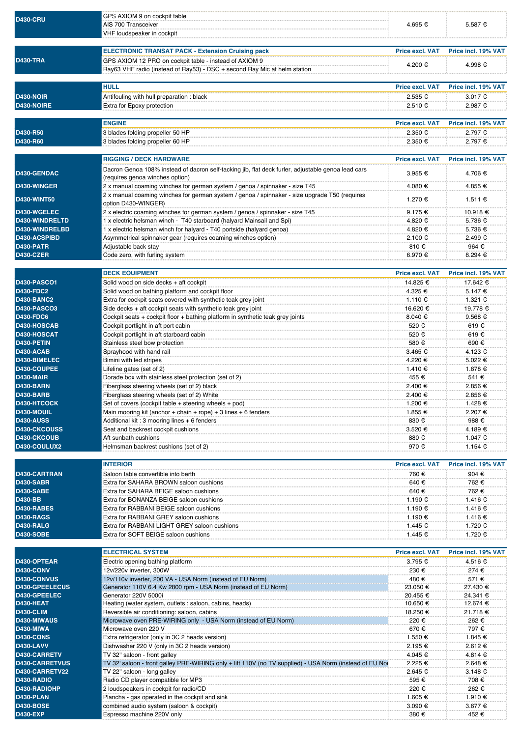| | | | |
|---|---|---|---|
| D430-CRU | GPS AXIOM 9 on cockpit table<br>AIS 700 Transceiver<br>VHF loudspeaker in cockpit | 4.695 € | 5.587 € |

| | ELECTRONIC TRANSAT PACK - Extension Cruising pack | Price excl. VAT | Price incl. 19% VAT |
|---|---|---|---|
| D430-TRA | GPS AXIOM 12 PRO on cockpit table - instead of AXIOM 9<br>Ray63 VHF radio (instead of Ray53) - DSC + second Ray Mic at helm station | 4.200 € | 4.998 € |

| | HULL | Price excl. VAT | Price incl. 19% VAT |
|---|---|---|---|
| D430-NOIR | Antifouling with hull preparation : black | 2.535 € | 3.017 € |
| D430-NOIRE | Extra for Epoxy protection | 2.510 € | 2.987 € |

| | ENGINE | Price excl. VAT | Price incl. 19% VAT |
|---|---|---|---|
| D430-R50 | 3 blades folding propeller 50 HP | 2.350 € | 2.797 € |
| D430-R60 | 3 blades folding propeller 60 HP | 2.350 € | 2.797 € |

| | RIGGING / DECK HARDWARE | Price excl. VAT | Price incl. 19% VAT |
|---|---|---|---|
| D430-GENDAC | Dacron Genoa 108% instead of dacron self-tacking jib, flat deck furler, adjustable genoa lead cars (requires genoa winches option) | 3.955 € | 4.706 € |
| D430-WINGER | 2 x manual coaming winches for german system / genoa / spinnaker - size T45 | 4.080 € | 4.855 € |
| D430-WINT50 | 2 x manual coaming winches for german system / genoa / spinnaker - size upgrade T50 (requires option D430-WINGER) | 1.270 € | 1.511 € |
| D430-WGELEC | 2 x electric coaming winches for german system / genoa / spinnaker - size T45 | 9.175 € | 10.918 € |
| D430-WINDRELTD | 1 x electric helsman winch - T40 starboard (halyard Mainsail and Spi) | 4.820 € | 5.736 € |
| D430-WINDRELBD | 1 x electric helsman winch for halyard - T40 portside (halyard genoa) | 4.820 € | 5.736 € |
| D430-ACSPIBD | Asymmetrical spinnaker gear (requires coaming winches option) | 2.100 € | 2.499 € |
| D430-PATR | Adjustable back stay | 810 € | 964 € |
| D430-CZER | Code zero, with furling system | 6.970 € | 8.294 € |

| | DECK EQUIPMENT | Price excl. VAT | Price incl. 19% VAT |
|---|---|---|---|
| D430-PASCO1 | Solid wood on side decks + aft cockpit | 14.825 € | 17.642 € |
| D430-FDC2 | Solid wood on bathing platform and cockpit floor | 4.325 € | 5.147 € |
| D430-BANC2 | Extra for cockpit seats covered with synthetic teak grey joint | 1.110 € | 1.321 € |
| D430-PASCO3 | Side decks + aft cockpit seats with synthetic teak grey joint | 16.620 € | 19.778 € |
| D430-FDC6 | Cockpit seats + cockpit floor + bathing platform in synthetic teak grey joints | 8.040 € | 9.568 € |
| D430-HOSCAB | Cockpit portlight in aft port cabin | 520 € | 619 € |
| D430-HOSCAT | Cockpit portlight in aft starboard cabin | 520 € | 619 € |
| D430-PETIN | Stainless steel bow protection | 580 € | 690 € |
| D430-ACAB | Sprayhood with hand rail | 3.465 € | 4.123 € |
| D430-BIMELEC | Bimini with led stripes | 4.220 € | 5.022 € |
| D430-COUPEE | Lifeline gates (set of 2) | 1.410 € | 1.678 € |
| D430-MAIR | Dorade box with stainless steel protection (set of 2) | 455 € | 541 € |
| D430-BARN | Fiberglass steering wheels (set of 2) black | 2.400 € | 2.856 € |
| D430-BARB | Fiberglass steering wheels (set of 2) White | 2.400 € | 2.856 € |
| D430-HTCOCK | Set of covers (cockpit table + steering wheels + pod) | 1.200 € | 1.428 € |
| D430-MOUIL | Main mooring kit (anchor + chain + rope) + 3 lines + 6 fenders | 1.855 € | 2.207 € |
| D430-AUSS | Additional kit : 3 mooring lines + 6 fenders | 830 € | 988 € |
| D430-CKCOUSS | Seat and backrest cockpit cushions | 3.520 € | 4.189 € |
| D430-CKCOUB | Aft sunbath cushions | 880 € | 1.047 € |
| D430-COULUX2 | Helmsman backrest cushions (set of 2) | 970 € | 1.154 € |

| | INTERIOR | Price excl. VAT | Price incl. 19% VAT |
|---|---|---|---|
| D430-CARTRAN | Saloon table convertible into berth | 760 € | 904 € |
| D430-SABR | Extra for SAHARA BROWN saloon cushions | 640 € | 762 € |
| D430-SABE | Extra for SAHARA BEIGE saloon cushions | 640 € | 762 € |
| D430-BB | Extra for BONANZA BEIGE saloon cushions | 1.190 € | 1.416 € |
| D430-RABES | Extra for RABBANI BEIGE saloon cushions | 1.190 € | 1.416 € |
| D430-RAGS | Extra for RABBANI GREY saloon cushions | 1.190 € | 1.416 € |
| D430-RALG | Extra for RABBANI LIGHT GREY saloon cushions | 1.445 € | 1.720 € |
| D430-SOBE | Extra for SOFT BEIGE saloon cushions | 1.445 € | 1.720 € |

| | ELECTRICAL SYSTEM | Price excl. VAT | Price incl. 19% VAT |
|---|---|---|---|
| D430-OPTEAR | Electric opening bathing platform | 3.795 € | 4.516 € |
| D430-CONV | 12v/220v inverter, 300W | 230 € | 274 € |
| D430-CONVUS | 12v/110v inverter, 200 VA - USA Norm (instead of EU Norm) | 480 € | 571 € |
| D430-GPEELECUS | Generator 110V 6.4 Kw 2800 rpm - USA Norm (instead of EU Norm) | 23.050 € | 27.430 € |
| D430-GPEELEC | Generator 220V 5000i | 20.455 € | 24.341 € |
| D430-HEAT | Heating (water system, outlets : saloon, cabins, heads) | 10.650 € | 12.674 € |
| D430-CLIM | Reversible air conditioning: saloon, cabins | 18.250 € | 21.718 € |
| D430-MIWAUS | Microwave oven PRE-WIRING only - USA Norm (instead of EU Norm) | 220 € | 262 € |
| D430-MIWA | Microwave oven 220 V | 670 € | 797 € |
| D430-CONS | Extra refrigerator (only in 3C 2 heads version) | 1.550 € | 1.845 € |
| D430-LAVV | Dishwasher 220 V (only in 3C 2 heads version) | 2.195 € | 2.612 € |
| D430-CARRETV | TV 32" saloon - front galley | 4.045 € | 4.814 € |
| D430-CARRETVUS | TV 32' saloon - front galley PRE-WIRING only + lift 110V (no TV supplied) - USA Norm (instead of EU Nor | 2.225 € | 2.648 € |
| D430-CARRETV22 | TV 22" saloon - long galley | 2.645 € | 3.148 € |
| D430-RADIO | Radio CD player compatible for MP3 | 595 € | 708 € |
| D430-RADIOHP | 2 loudspeakers in cockpit for radio/CD | 220 € | 262 € |
| D430-PLAN | Plancha - gas operated in the cockpit and sink | 1.605 € | 1.910 € |
| D430-BOSE | combined audio system (saloon & cockpit) | 3.090 € | 3.677 € |
| D430-EXP | Espresso machine 220V only | 380 € | 452 € |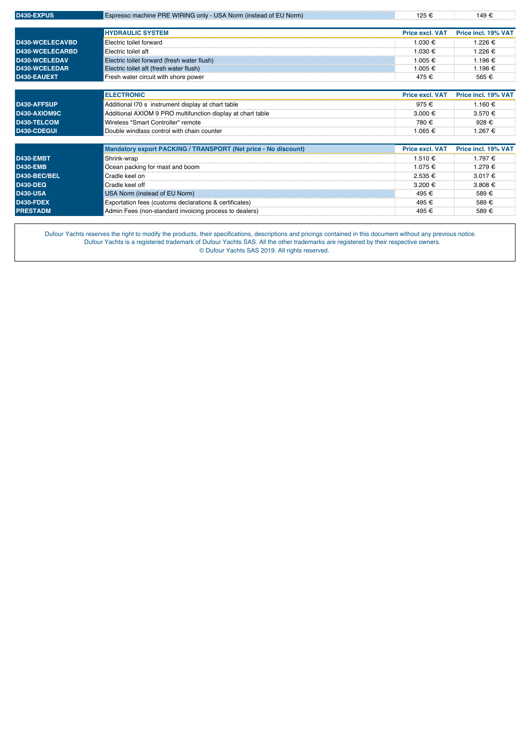| | | | |
|---|---|---|---|
| D430-EXPUS | Espresso machine PRE WIRING only - USA Norm (instead of EU Norm) | 125 € | 149 € |

| | HYDRAULIC SYSTEM | Price excl. VAT | Price incl. 19% VAT |
|---|---|---|---|
| D430-WCELECAVBD | Electric toilet forward | 1.030 € | 1.226 € |
| D430-WCELECARBD | Electric toilet aft | 1.030 € | 1.226 € |
| D430-WCELEDAV | Electric toilet forward (fresh water flush) | 1.005 € | 1.196 € |
| D430-WCELEDAR | Electric toilet aft (fresh water flush) | 1.005 € | 1.196 € |
| D430-EAUEXT | Fresh water circuit with shore power | 475 € | 565 € |

| | ELECTRONIC | Price excl. VAT | Price incl. 19% VAT |
|---|---|---|---|
| D430-AFFSUP | Additional I70 s instrument display at chart table | 975 € | 1.160 € |
| D430-AXIOM9C | Additional AXIOM 9 PRO multifunction display at chart table | 3.000 € | 3.570 € |
| D430-TELCOM | Wireless "Smart Controller" remote | 780 € | 928 € |
| D430-CDEGUI | Double windlass control with chain counter | 1.065 € | 1.267 € |

| | Mandatory export PACKING / TRANSPORT (Net price - No discount) | Price excl. VAT | Price incl. 19% VAT |
|---|---|---|---|
| D430-EMBT | Shrink-wrap | 1.510 € | 1.797 € |
| D430-EMB | Ocean packing for mast and boom | 1.075 € | 1.279 € |
| D430-BEC/BEL | Cradle keel on | 2.535 € | 3.017 € |
| D430-DEQ | Cradle keel off | 3.200 € | 3.808 € |
| D430-USA | USA Norm (instead of EU Norm) | 495 € | 589 € |
| D430-FDEX | Exportation fees (customs declarations & certificates) | 495 € | 589 € |
| PRESTADM | Admin Fees (non-standard invoicing process to dealers) | 495 € | 589 € |

Dufour Yachts reserves the right to modify the products, their specifications, descriptions and pricings contained in this document without any previous notice.
Dufour Yachts is a registered trademark of Dufour Yachts SAS. All the other trademarks are registered by their respective owners.
© Dufour Yachts SAS 2019. All rights reserved.